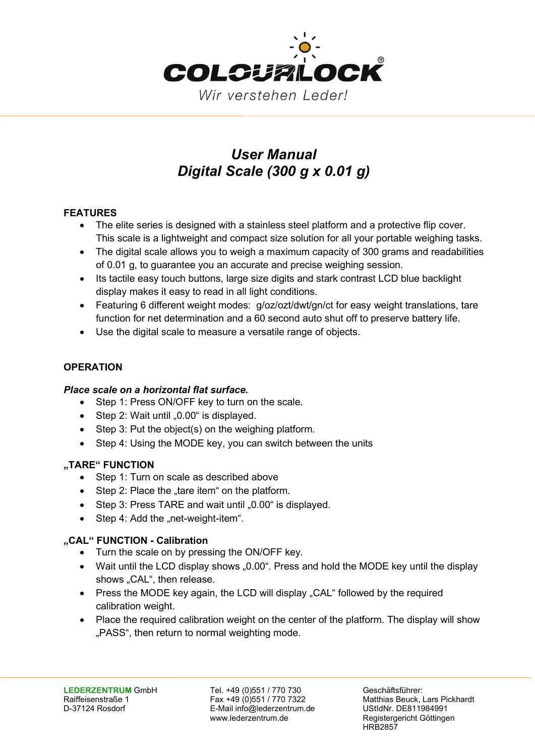# User Manual
# Digital Scale (300 g x 0.01 g)

## FEATURES

- The elite series is designed with a stainless steel platform and a protective flip cover. This scale is a lightweight and compact size solution for all your portable weighing tasks.
- The digital scale allows you to weigh a maximum capacity of 300 grams and readabilities of 0.01 g, to guarantee you an accurate and precise weighing session.
- Its tactile easy touch buttons, large size digits and stark contrast LCD blue backlight display makes it easy to read in all light conditions.
- Featuring 6 different weight modes: g/oz/ozt/dwt/gn/ct for easy weight translations, tare function for net determination and a 60 second auto shut off to preserve battery life.
- Use the digital scale to measure a versatile range of objects.

## OPERATION

***Place scale on a horizontal flat surface.***

- Step 1: Press ON/OFF key to turn on the scale.
- Step 2: Wait until „0.00“ is displayed.
- Step 3: Put the object(s) on the weighing platform.
- Step 4: Using the MODE key, you can switch between the units

### „TARE“ FUNCTION

- Step 1: Turn on scale as described above
- Step 2: Place the „tare item“ on the platform.
- Step 3: Press TARE and wait until „0.00“ is displayed.
- Step 4: Add the „net-weight-item“.

### „CAL“ FUNCTION - Calibration

- Turn the scale on by pressing the ON/OFF key.
- Wait until the LCD display shows „0.00“. Press and hold the MODE key until the display shows „CAL“, then release.
- Press the MODE key again, the LCD will display „CAL“ followed by the required calibration weight.
- Place the required calibration weight on the center of the platform. The display will show „PASS“, then return to normal weighting mode.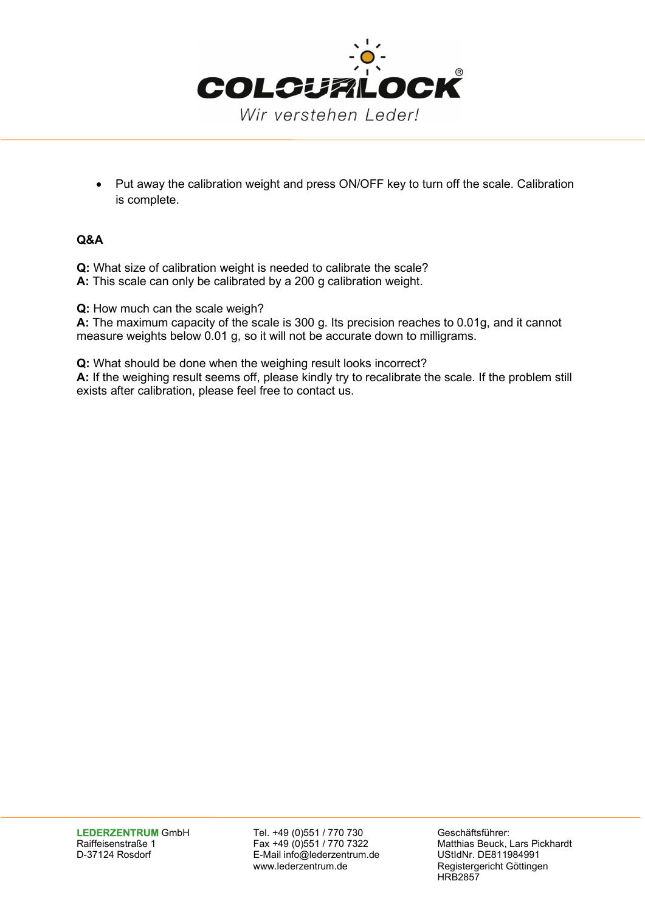- Put away the calibration weight and press ON/OFF key to turn off the scale. Calibration is complete.

**Q&A**

**Q:** What size of calibration weight is needed to calibrate the scale?
**A:** This scale can only be calibrated by a 200 g calibration weight.

**Q:** How much can the scale weigh?
**A:** The maximum capacity of the scale is 300 g. Its precision reaches to 0.01g, and it cannot measure weights below 0.01 g, so it will not be accurate down to milligrams.

**Q:** What should be done when the weighing result looks incorrect?
**A:** If the weighing result seems off, please kindly try to recalibrate the scale. If the problem still exists after calibration, please feel free to contact us.